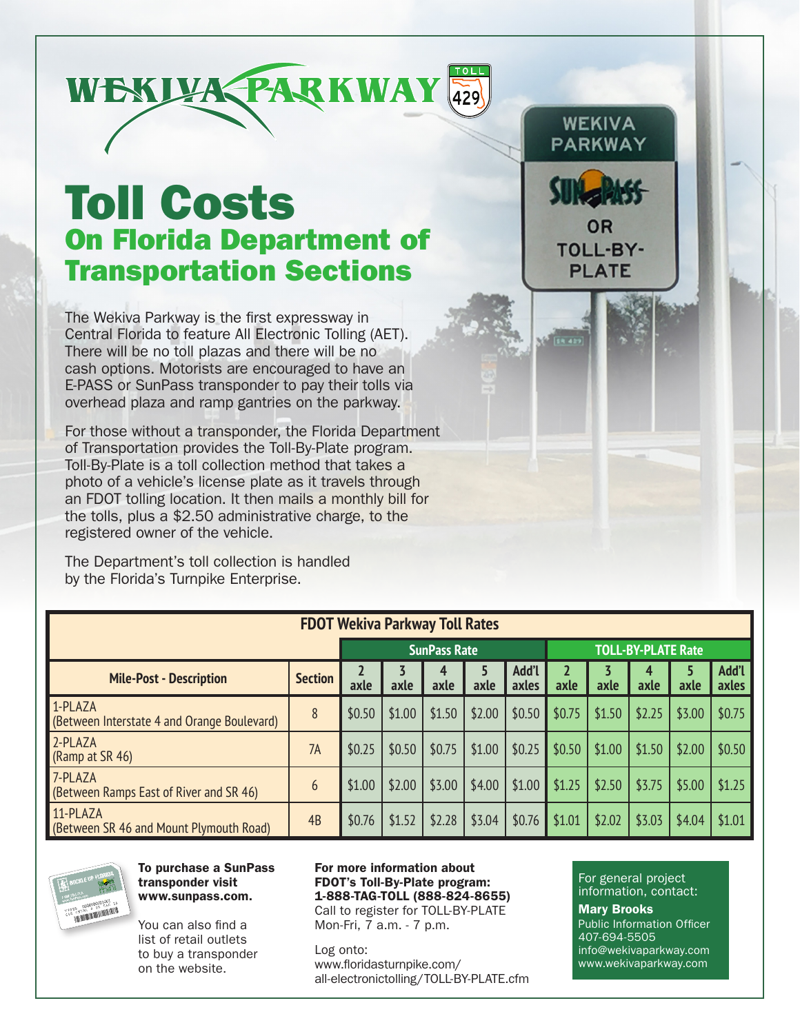# WEKIVA PARKWAY

# Toll Costs
## On Florida Department of Transportation Sections

The Wekiva Parkway is the first expressway in Central Florida to feature All Electronic Tolling (AET). There will be no toll plazas and there will be no cash options. Motorists are encouraged to have an E-PASS or SunPass transponder to pay their tolls via overhead plaza and ramp gantries on the parkway.

For those without a transponder, the Florida Department of Transportation provides the Toll-By-Plate program. Toll-By-Plate is a toll collection method that takes a photo of a vehicle's license plate as it travels through an FDOT tolling location. It then mails a monthly bill for the tolls, plus a $2.50 administrative charge, to the registered owner of the vehicle.

The Department's toll collection is handled by the Florida's Turnpike Enterprise.

**FDOT Wekiva Parkway Toll Rates**

| | | SunPass Rate | | | | | TOLL-BY-PLATE Rate | | | | |
|---|---|---|---|---|---|---|---|---|---|---|---|
| **Mile-Post - Description** | **Section** | **2 axle** | **3 axle** | **4 axle** | **5 axle** | **Add'l axles** | **2 axle** | **3 axle** | **4 axle** | **5 axle** | **Add'l axles** |
| 1-PLAZA (Between Interstate 4 and Orange Boulevard) | 8 | $0.50 | $1.00 | $1.50 | $2.00 | $0.50 | $0.75 | $1.50 | $2.25 | $3.00 | $0.75 |
| 2-PLAZA (Ramp at SR 46) | 7A | $0.25 | $0.50 | $0.75 | $1.00 | $0.25 | $0.50 | $1.00 | $1.50 | $2.00 | $0.50 |
| 7-PLAZA (Between Ramps East of River and SR 46) | 6 | $1.00 | $2.00 | $3.00 | $4.00 | $1.00 | $1.25 | $2.50 | $3.75 | $5.00 | $1.25 |
| 11-PLAZA (Between SR 46 and Mount Plymouth Road) | 4B | $0.76 | $1.52 | $2.28 | $3.04 | $0.76 | $1.01 | $2.02 | $3.03 | $4.04 | $1.01 |

**To purchase a SunPass transponder visit www.sunpass.com.**

You can also find a list of retail outlets to buy a transponder on the website.

**For more information about FDOT's Toll-By-Plate program: 1-888-TAG-TOLL (888-824-8655)**
Call to register for TOLL-BY-PLATE Mon-Fri, 7 a.m. - 7 p.m.

Log onto:
www.floridasturnpike.com/all-electronictolling/TOLL-BY-PLATE.cfm

For general project information, contact:

**Mary Brooks**
Public Information Officer
407-694-5505
info@wekivaparkway.com
www.wekivaparkway.com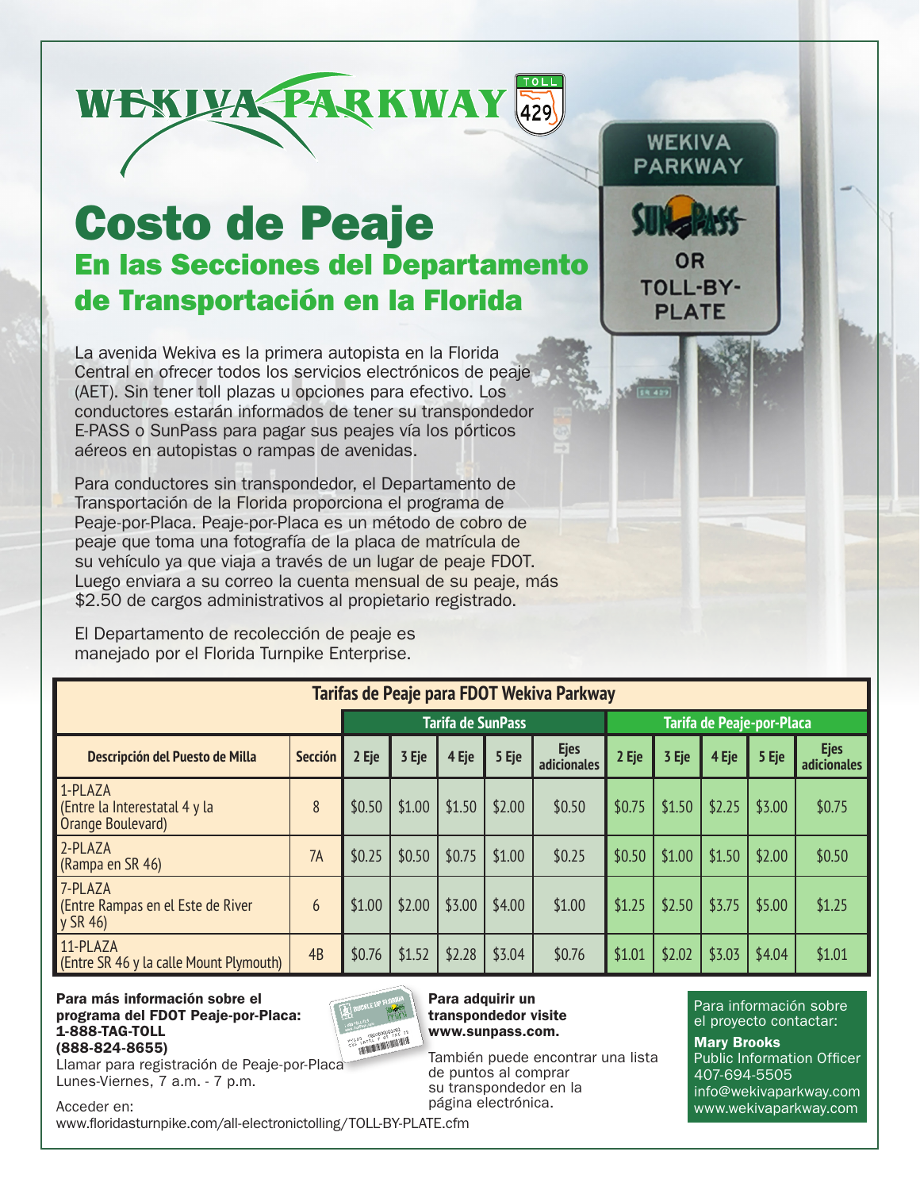# Costo de Peaje

## En las Secciones del Departamento de Transportación en la Florida

La avenida Wekiva es la primera autopista en la Florida Central en ofrecer todos los servicios electrónicos de peaje (AET). Sin tener toll plazas u opciones para efectivo. Los conductores estarán informados de tener su transpondedor E-PASS o SunPass para pagar sus peajes vía los pórticos aéreos en autopistas o rampas de avenidas.

Para conductores sin transpondedor, el Departamento de Transportación de la Florida proporciona el programa de Peaje-por-Placa. Peaje-por-Placa es un método de cobro de peaje que toma una fotografía de la placa de matrícula de su vehículo ya que viaja a través de un lugar de peaje FDOT. Luego enviara a su correo la cuenta mensual de su peaje, más $2.50 de cargos administrativos al propietario registrado.

El Departamento de recolección de peaje es manejado por el Florida Turnpike Enterprise.

**Tarifas de Peaje para FDOT Wekiva Parkway**

| | | Tarifa de SunPass | | | | | Tarifa de Peaje-por-Placa | | | | |
|---|---|---|---|---|---|---|---|---|---|---|---|
| Descripción del Puesto de Milla | Sección | 2 Eje | 3 Eje | 4 Eje | 5 Eje | Ejes adicionales | 2 Eje | 3 Eje | 4 Eje | 5 Eje | Ejes adicionales |
| 1-PLAZA (Entre la Interestatal 4 y la Orange Boulevard) | 8 | $0.50 | $1.00 | $1.50 | $2.00 | $0.50 | $0.75 | $1.50 | $2.25 | $3.00 | $0.75 |
| 2-PLAZA (Rampa en SR 46) | 7A | $0.25 | $0.50 | $0.75 | $1.00 | $0.25 | $0.50 | $1.00 | $1.50 | $2.00 | $0.50 |
| 7-PLAZA (Entre Rampas en el Este de River y SR 46) | 6 | $1.00 | $2.00 | $3.00 | $4.00 | $1.00 | $1.25 | $2.50 | $3.75 | $5.00 | $1.25 |
| 11-PLAZA (Entre SR 46 y la calle Mount Plymouth) | 4B | $0.76 | $1.52 | $2.28 | $3.04 | $0.76 | $1.01 | $2.02 | $3.03 | $4.04 | $1.01 |

**Para más información sobre el programa del FDOT Peaje-por-Placa: 1-888-TAG-TOLL (888-824-8655)**
Llamar para registración de Peaje-por-Placa
Lunes-Viernes, 7 a.m. - 7 p.m.

Acceder en:
www.floridasturnpike.com/all-electronictolling/TOLL-BY-PLATE.cfm

**Para adquirir un transpondedor visite www.sunpass.com.**

También puede encontrar una lista de puntos al comprar su transpondedor en la página electrónica.

Para información sobre el proyecto contactar:

**Mary Brooks**
Public Information Officer
407-694-5505
info@wekivaparkway.com
www.wekivaparkway.com